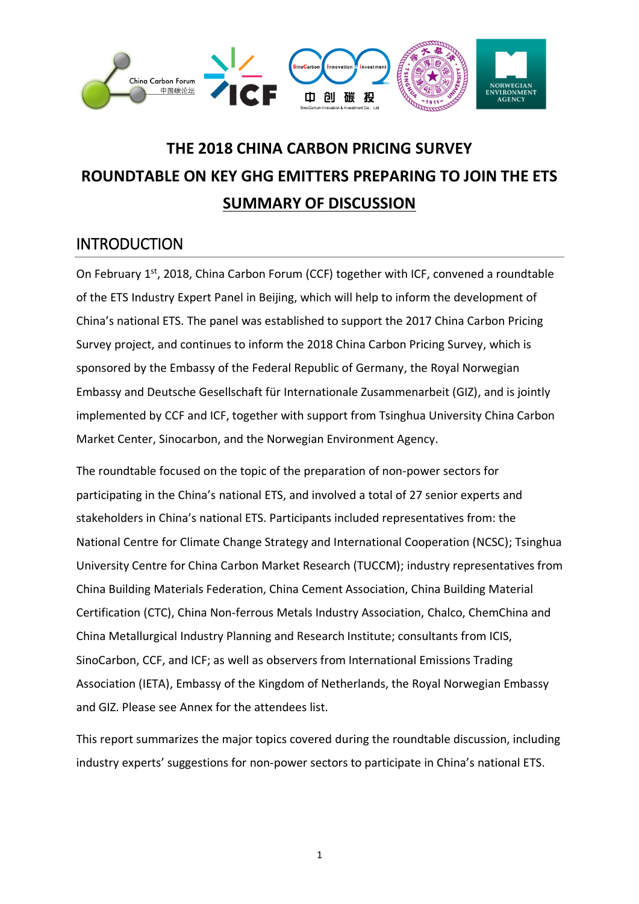# THE 2018 CHINA CARBON PRICING SURVEY
# ROUNDTABLE ON KEY GHG EMITTERS PREPARING TO JOIN THE ETS
# SUMMARY OF DISCUSSION

## INTRODUCTION

On February 1st, 2018, China Carbon Forum (CCF) together with ICF, convened a roundtable of the ETS Industry Expert Panel in Beijing, which will help to inform the development of China's national ETS. The panel was established to support the 2017 China Carbon Pricing Survey project, and continues to inform the 2018 China Carbon Pricing Survey, which is sponsored by the Embassy of the Federal Republic of Germany, the Royal Norwegian Embassy and Deutsche Gesellschaft für Internationale Zusammenarbeit (GIZ), and is jointly implemented by CCF and ICF, together with support from Tsinghua University China Carbon Market Center, Sinocarbon, and the Norwegian Environment Agency.

The roundtable focused on the topic of the preparation of non-power sectors for participating in the China's national ETS, and involved a total of 27 senior experts and stakeholders in China's national ETS. Participants included representatives from: the National Centre for Climate Change Strategy and International Cooperation (NCSC); Tsinghua University Centre for China Carbon Market Research (TUCCM); industry representatives from China Building Materials Federation, China Cement Association, China Building Material Certification (CTC), China Non-ferrous Metals Industry Association, Chalco, ChemChina and China Metallurgical Industry Planning and Research Institute; consultants from ICIS, SinoCarbon, CCF, and ICF; as well as observers from International Emissions Trading Association (IETA), Embassy of the Kingdom of Netherlands, the Royal Norwegian Embassy and GIZ. Please see Annex for the attendees list.

This report summarizes the major topics covered during the roundtable discussion, including industry experts' suggestions for non-power sectors to participate in China's national ETS.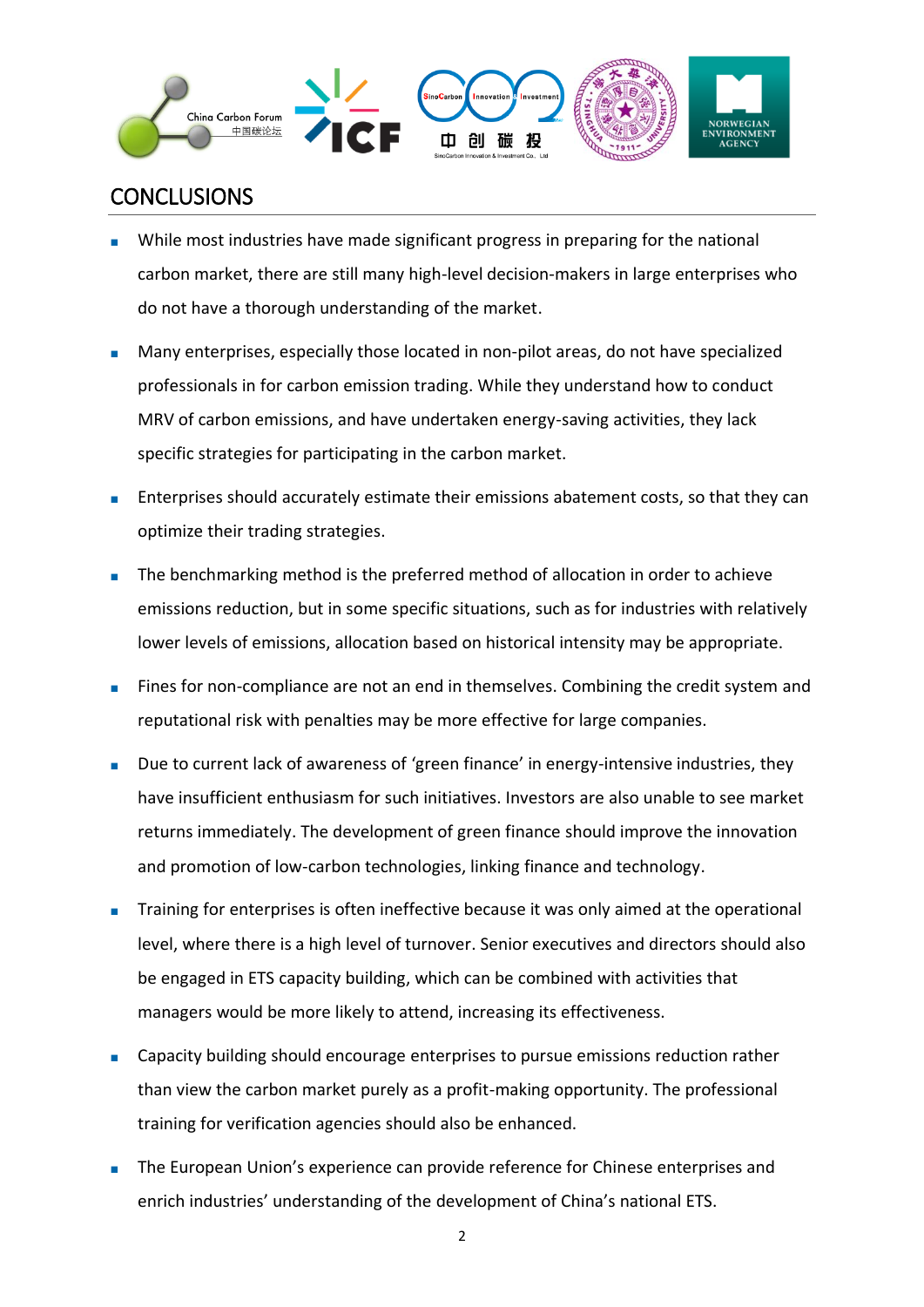## CONCLUSIONS

- While most industries have made significant progress in preparing for the national carbon market, there are still many high-level decision-makers in large enterprises who do not have a thorough understanding of the market.
- Many enterprises, especially those located in non-pilot areas, do not have specialized professionals in for carbon emission trading. While they understand how to conduct MRV of carbon emissions, and have undertaken energy-saving activities, they lack specific strategies for participating in the carbon market.
- Enterprises should accurately estimate their emissions abatement costs, so that they can optimize their trading strategies.
- The benchmarking method is the preferred method of allocation in order to achieve emissions reduction, but in some specific situations, such as for industries with relatively lower levels of emissions, allocation based on historical intensity may be appropriate.
- Fines for non-compliance are not an end in themselves. Combining the credit system and reputational risk with penalties may be more effective for large companies.
- Due to current lack of awareness of 'green finance' in energy-intensive industries, they have insufficient enthusiasm for such initiatives. Investors are also unable to see market returns immediately. The development of green finance should improve the innovation and promotion of low-carbon technologies, linking finance and technology.
- Training for enterprises is often ineffective because it was only aimed at the operational level, where there is a high level of turnover. Senior executives and directors should also be engaged in ETS capacity building, which can be combined with activities that managers would be more likely to attend, increasing its effectiveness.
- Capacity building should encourage enterprises to pursue emissions reduction rather than view the carbon market purely as a profit-making opportunity. The professional training for verification agencies should also be enhanced.
- The European Union's experience can provide reference for Chinese enterprises and enrich industries' understanding of the development of China's national ETS.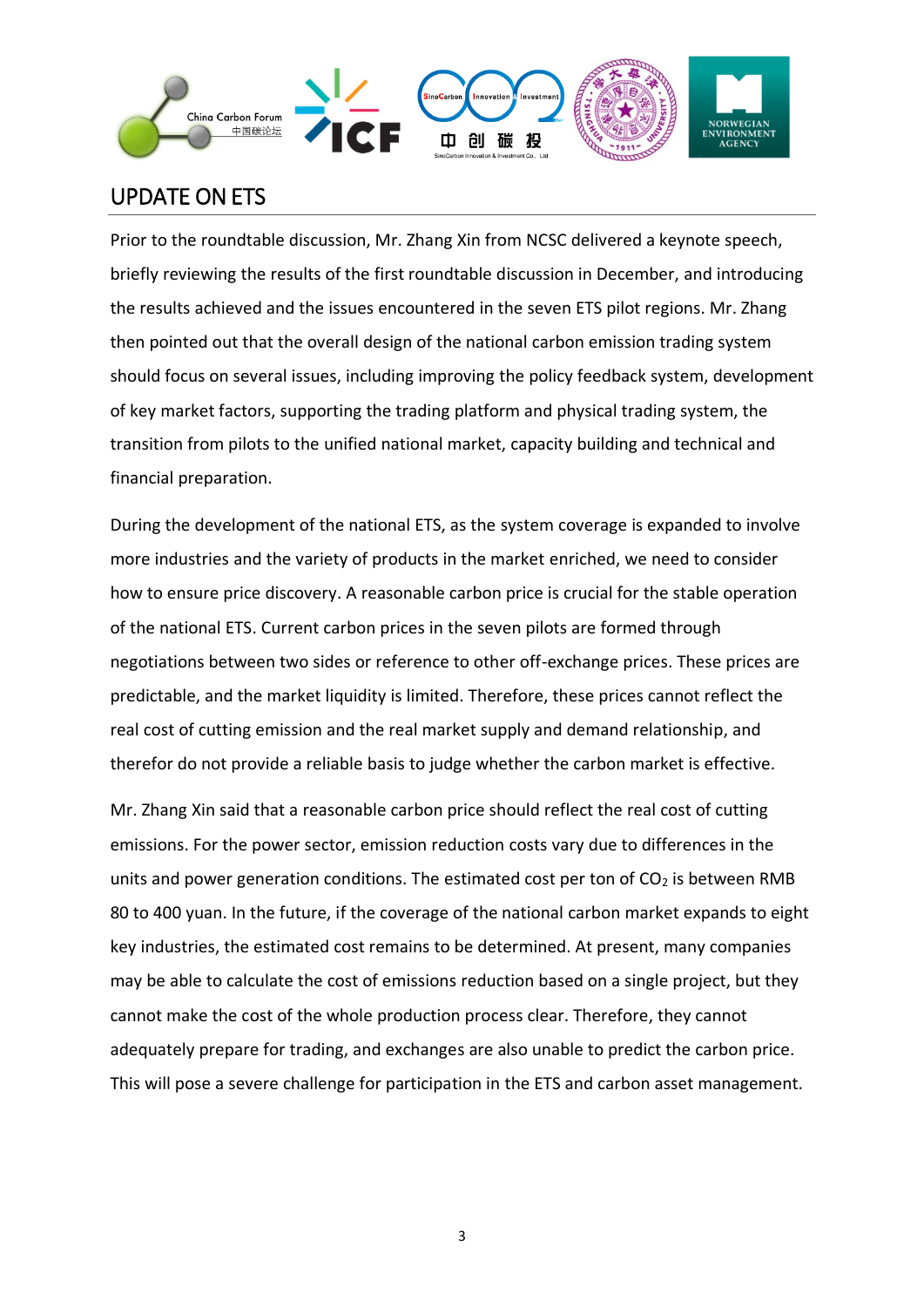## UPDATE ON ETS

Prior to the roundtable discussion, Mr. Zhang Xin from NCSC delivered a keynote speech, briefly reviewing the results of the first roundtable discussion in December, and introducing the results achieved and the issues encountered in the seven ETS pilot regions. Mr. Zhang then pointed out that the overall design of the national carbon emission trading system should focus on several issues, including improving the policy feedback system, development of key market factors, supporting the trading platform and physical trading system, the transition from pilots to the unified national market, capacity building and technical and financial preparation.

During the development of the national ETS, as the system coverage is expanded to involve more industries and the variety of products in the market enriched, we need to consider how to ensure price discovery. A reasonable carbon price is crucial for the stable operation of the national ETS. Current carbon prices in the seven pilots are formed through negotiations between two sides or reference to other off-exchange prices. These prices are predictable, and the market liquidity is limited. Therefore, these prices cannot reflect the real cost of cutting emission and the real market supply and demand relationship, and therefor do not provide a reliable basis to judge whether the carbon market is effective.

Mr. Zhang Xin said that a reasonable carbon price should reflect the real cost of cutting emissions. For the power sector, emission reduction costs vary due to differences in the units and power generation conditions. The estimated cost per ton of $CO_2$ is between RMB 80 to 400 yuan. In the future, if the coverage of the national carbon market expands to eight key industries, the estimated cost remains to be determined. At present, many companies may be able to calculate the cost of emissions reduction based on a single project, but they cannot make the cost of the whole production process clear. Therefore, they cannot adequately prepare for trading, and exchanges are also unable to predict the carbon price. This will pose a severe challenge for participation in the ETS and carbon asset management.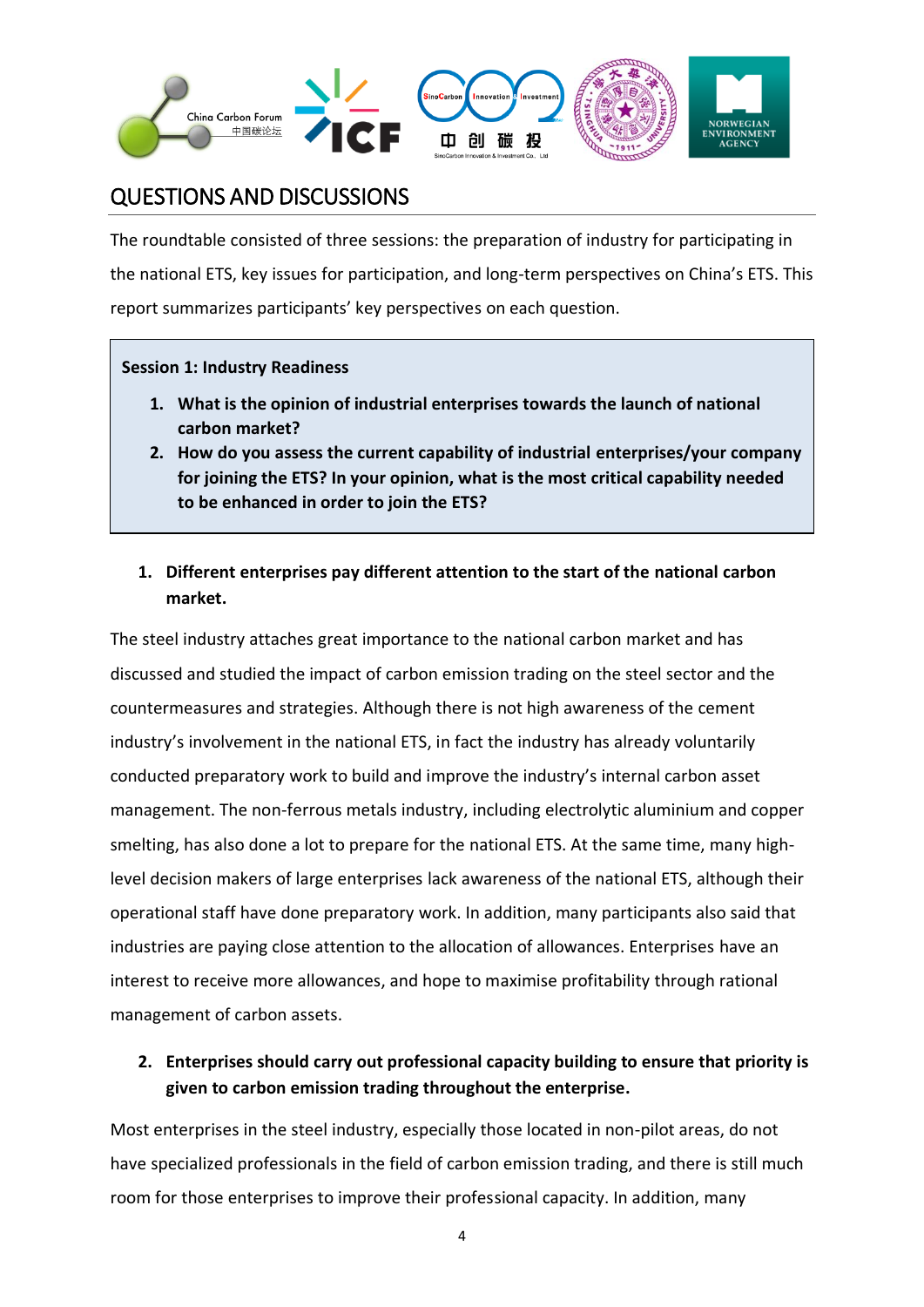## QUESTIONS AND DISCUSSIONS

The roundtable consisted of three sessions: the preparation of industry for participating in the national ETS, key issues for participation, and long-term perspectives on China's ETS. This report summarizes participants' key perspectives on each question.

**Session 1: Industry Readiness**

1. **What is the opinion of industrial enterprises towards the launch of national carbon market?**
2. **How do you assess the current capability of industrial enterprises/your company for joining the ETS? In your opinion, what is the most critical capability needed to be enhanced in order to join the ETS?**

1. **Different enterprises pay different attention to the start of the national carbon market.**

The steel industry attaches great importance to the national carbon market and has discussed and studied the impact of carbon emission trading on the steel sector and the countermeasures and strategies. Although there is not high awareness of the cement industry's involvement in the national ETS, in fact the industry has already voluntarily conducted preparatory work to build and improve the industry's internal carbon asset management. The non-ferrous metals industry, including electrolytic aluminium and copper smelting, has also done a lot to prepare for the national ETS. At the same time, many high-level decision makers of large enterprises lack awareness of the national ETS, although their operational staff have done preparatory work. In addition, many participants also said that industries are paying close attention to the allocation of allowances. Enterprises have an interest to receive more allowances, and hope to maximise profitability through rational management of carbon assets.

2. **Enterprises should carry out professional capacity building to ensure that priority is given to carbon emission trading throughout the enterprise.**

Most enterprises in the steel industry, especially those located in non-pilot areas, do not have specialized professionals in the field of carbon emission trading, and there is still much room for those enterprises to improve their professional capacity. In addition, many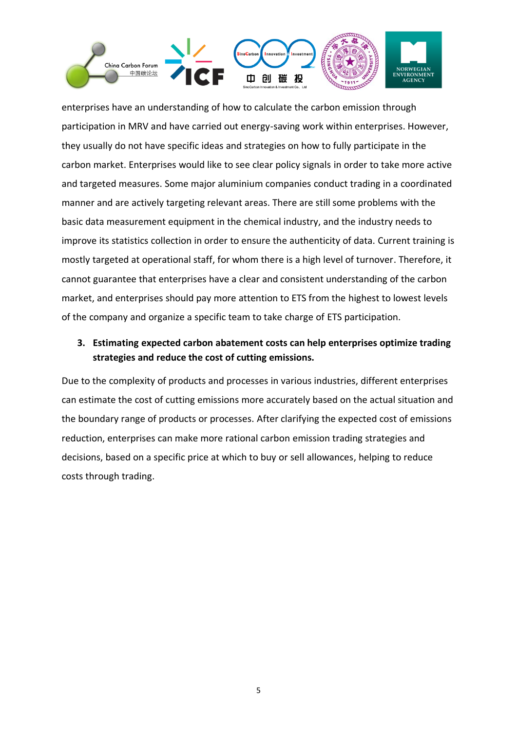enterprises have an understanding of how to calculate the carbon emission through participation in MRV and have carried out energy-saving work within enterprises. However, they usually do not have specific ideas and strategies on how to fully participate in the carbon market. Enterprises would like to see clear policy signals in order to take more active and targeted measures. Some major aluminium companies conduct trading in a coordinated manner and are actively targeting relevant areas. There are still some problems with the basic data measurement equipment in the chemical industry, and the industry needs to improve its statistics collection in order to ensure the authenticity of data. Current training is mostly targeted at operational staff, for whom there is a high level of turnover. Therefore, it cannot guarantee that enterprises have a clear and consistent understanding of the carbon market, and enterprises should pay more attention to ETS from the highest to lowest levels of the company and organize a specific team to take charge of ETS participation.

3. **Estimating expected carbon abatement costs can help enterprises optimize trading strategies and reduce the cost of cutting emissions.**

Due to the complexity of products and processes in various industries, different enterprises can estimate the cost of cutting emissions more accurately based on the actual situation and the boundary range of products or processes. After clarifying the expected cost of emissions reduction, enterprises can make more rational carbon emission trading strategies and decisions, based on a specific price at which to buy or sell allowances, helping to reduce costs through trading.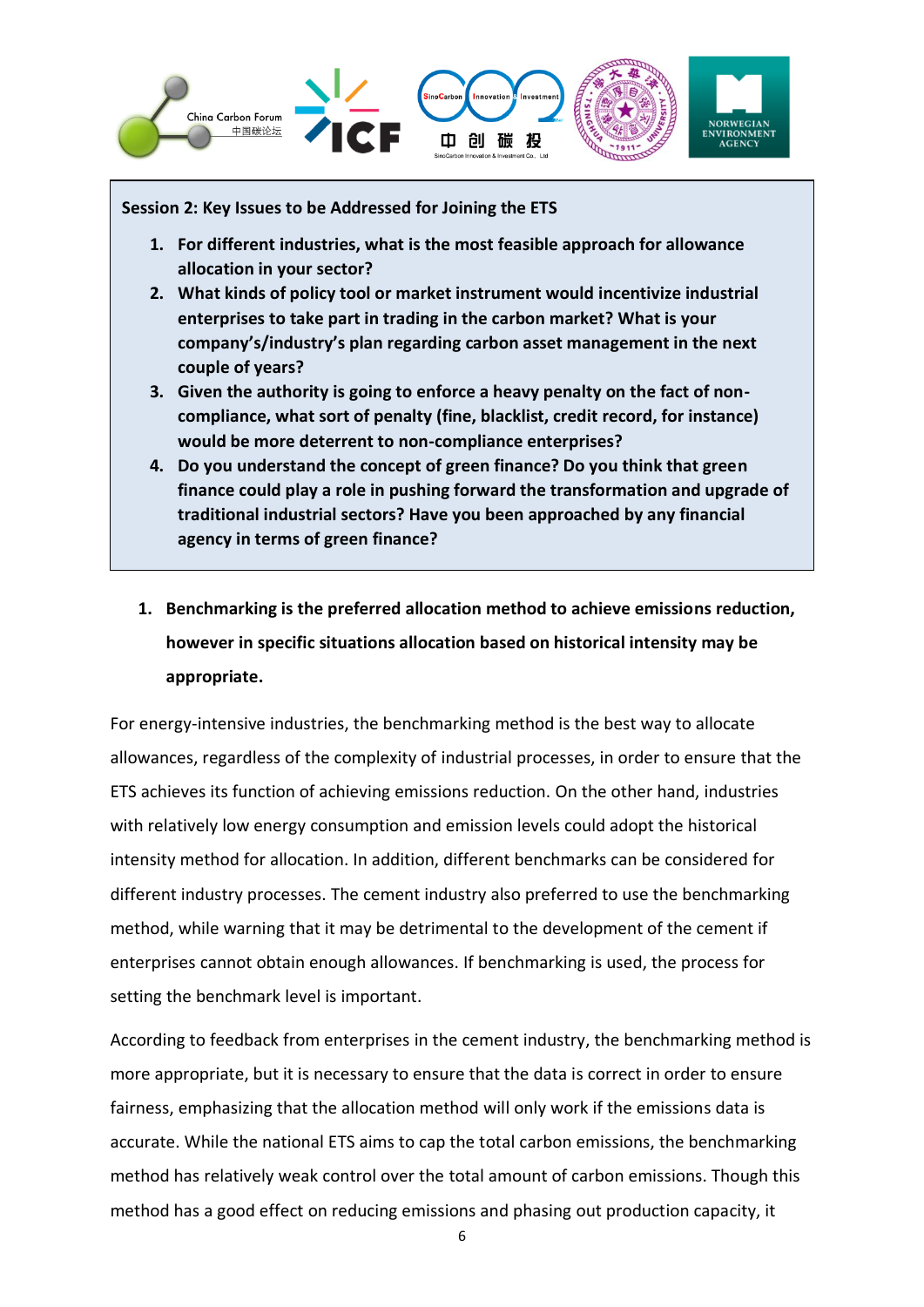**Session 2: Key Issues to be Addressed for Joining the ETS**

1. **For different industries, what is the most feasible approach for allowance allocation in your sector?**
2. **What kinds of policy tool or market instrument would incentivize industrial enterprises to take part in trading in the carbon market? What is your company's/industry's plan regarding carbon asset management in the next couple of years?**
3. **Given the authority is going to enforce a heavy penalty on the fact of non-compliance, what sort of penalty (fine, blacklist, credit record, for instance) would be more deterrent to non-compliance enterprises?**
4. **Do you understand the concept of green finance? Do you think that green finance could play a role in pushing forward the transformation and upgrade of traditional industrial sectors? Have you been approached by any financial agency in terms of green finance?**

1. **Benchmarking is the preferred allocation method to achieve emissions reduction, however in specific situations allocation based on historical intensity may be appropriate.**

For energy-intensive industries, the benchmarking method is the best way to allocate allowances, regardless of the complexity of industrial processes, in order to ensure that the ETS achieves its function of achieving emissions reduction. On the other hand, industries with relatively low energy consumption and emission levels could adopt the historical intensity method for allocation. In addition, different benchmarks can be considered for different industry processes. The cement industry also preferred to use the benchmarking method, while warning that it may be detrimental to the development of the cement if enterprises cannot obtain enough allowances. If benchmarking is used, the process for setting the benchmark level is important.

According to feedback from enterprises in the cement industry, the benchmarking method is more appropriate, but it is necessary to ensure that the data is correct in order to ensure fairness, emphasizing that the allocation method will only work if the emissions data is accurate. While the national ETS aims to cap the total carbon emissions, the benchmarking method has relatively weak control over the total amount of carbon emissions. Though this method has a good effect on reducing emissions and phasing out production capacity, it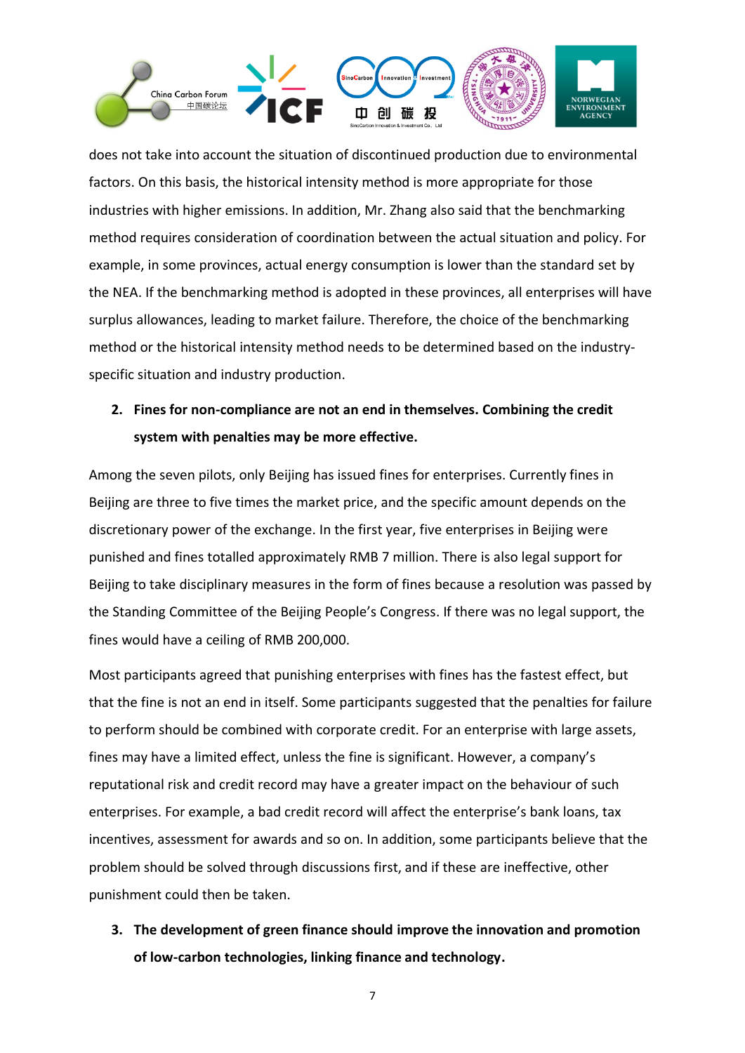does not take into account the situation of discontinued production due to environmental factors. On this basis, the historical intensity method is more appropriate for those industries with higher emissions. In addition, Mr. Zhang also said that the benchmarking method requires consideration of coordination between the actual situation and policy. For example, in some provinces, actual energy consumption is lower than the standard set by the NEA. If the benchmarking method is adopted in these provinces, all enterprises will have surplus allowances, leading to market failure. Therefore, the choice of the benchmarking method or the historical intensity method needs to be determined based on the industry-specific situation and industry production.

2. **Fines for non-compliance are not an end in themselves. Combining the credit system with penalties may be more effective.**

Among the seven pilots, only Beijing has issued fines for enterprises. Currently fines in Beijing are three to five times the market price, and the specific amount depends on the discretionary power of the exchange. In the first year, five enterprises in Beijing were punished and fines totalled approximately RMB 7 million. There is also legal support for Beijing to take disciplinary measures in the form of fines because a resolution was passed by the Standing Committee of the Beijing People's Congress. If there was no legal support, the fines would have a ceiling of RMB 200,000.

Most participants agreed that punishing enterprises with fines has the fastest effect, but that the fine is not an end in itself. Some participants suggested that the penalties for failure to perform should be combined with corporate credit. For an enterprise with large assets, fines may have a limited effect, unless the fine is significant. However, a company's reputational risk and credit record may have a greater impact on the behaviour of such enterprises. For example, a bad credit record will affect the enterprise's bank loans, tax incentives, assessment for awards and so on. In addition, some participants believe that the problem should be solved through discussions first, and if these are ineffective, other punishment could then be taken.

3. **The development of green finance should improve the innovation and promotion of low-carbon technologies, linking finance and technology.**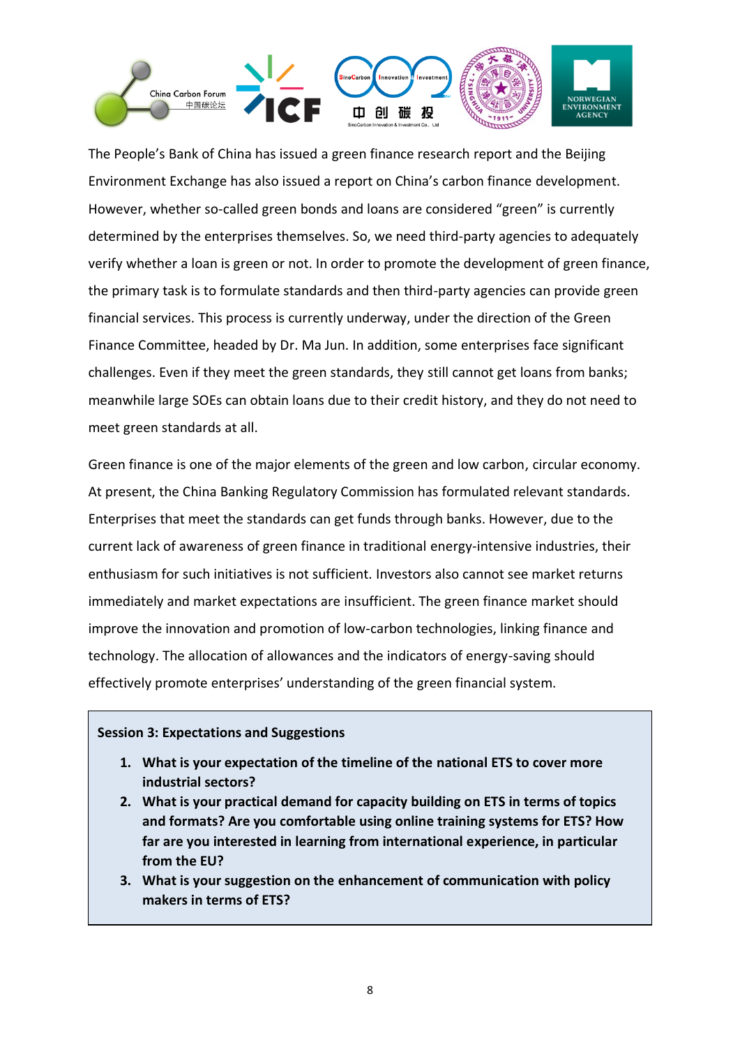The People's Bank of China has issued a green finance research report and the Beijing Environment Exchange has also issued a report on China's carbon finance development. However, whether so-called green bonds and loans are considered "green" is currently determined by the enterprises themselves. So, we need third-party agencies to adequately verify whether a loan is green or not. In order to promote the development of green finance, the primary task is to formulate standards and then third-party agencies can provide green financial services. This process is currently underway, under the direction of the Green Finance Committee, headed by Dr. Ma Jun. In addition, some enterprises face significant challenges. Even if they meet the green standards, they still cannot get loans from banks; meanwhile large SOEs can obtain loans due to their credit history, and they do not need to meet green standards at all.

Green finance is one of the major elements of the green and low carbon, circular economy. At present, the China Banking Regulatory Commission has formulated relevant standards. Enterprises that meet the standards can get funds through banks. However, due to the current lack of awareness of green finance in traditional energy-intensive industries, their enthusiasm for such initiatives is not sufficient. Investors also cannot see market returns immediately and market expectations are insufficient. The green finance market should improve the innovation and promotion of low-carbon technologies, linking finance and technology. The allocation of allowances and the indicators of energy-saving should effectively promote enterprises' understanding of the green financial system.

**Session 3: Expectations and Suggestions**

1. **What is your expectation of the timeline of the national ETS to cover more industrial sectors?**
2. **What is your practical demand for capacity building on ETS in terms of topics and formats? Are you comfortable using online training systems for ETS? How far are you interested in learning from international experience, in particular from the EU?**
3. **What is your suggestion on the enhancement of communication with policy makers in terms of ETS?**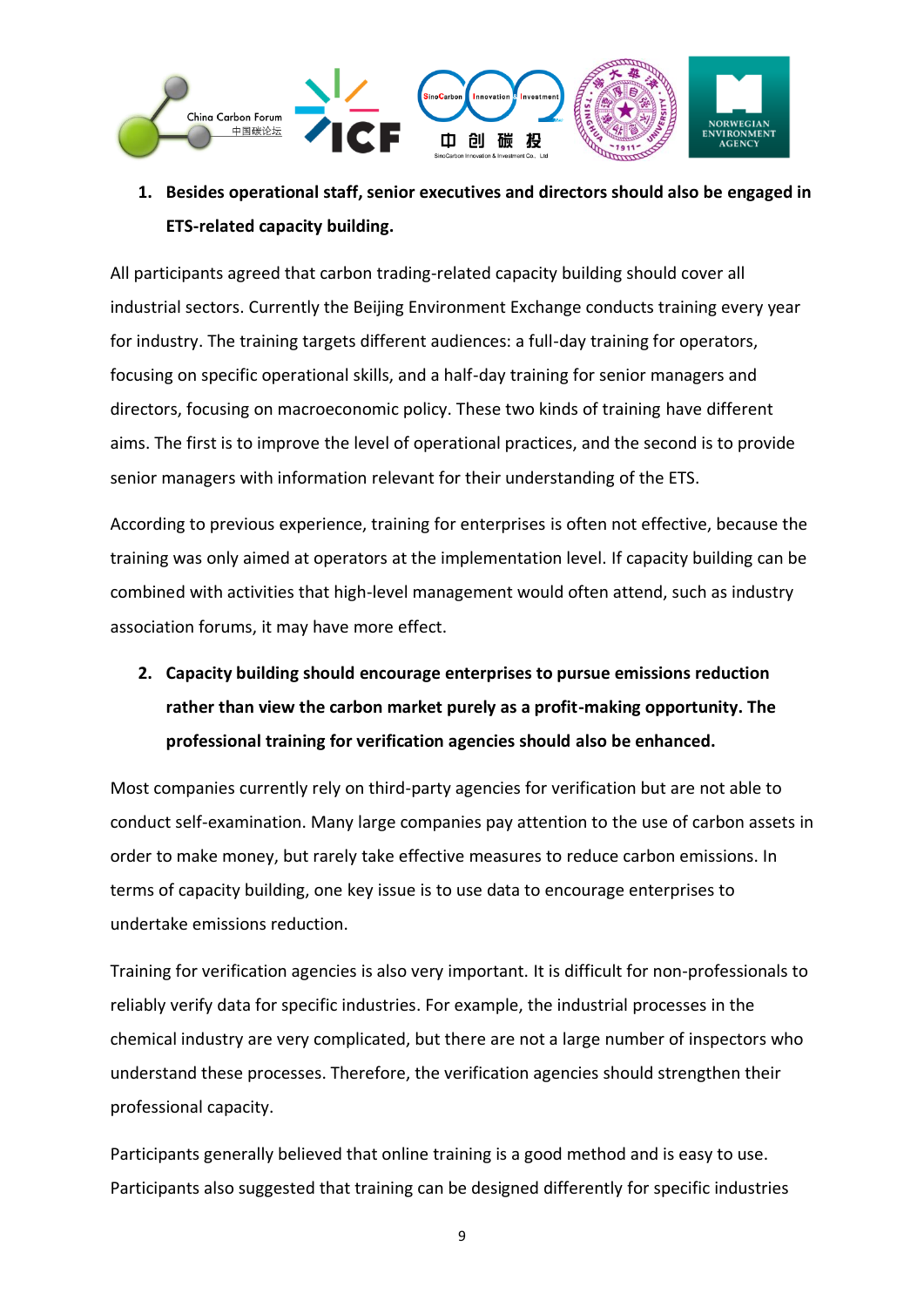1. **Besides operational staff, senior executives and directors should also be engaged in ETS-related capacity building.**

All participants agreed that carbon trading-related capacity building should cover all industrial sectors. Currently the Beijing Environment Exchange conducts training every year for industry. The training targets different audiences: a full-day training for operators, focusing on specific operational skills, and a half-day training for senior managers and directors, focusing on macroeconomic policy. These two kinds of training have different aims. The first is to improve the level of operational practices, and the second is to provide senior managers with information relevant for their understanding of the ETS.

According to previous experience, training for enterprises is often not effective, because the training was only aimed at operators at the implementation level. If capacity building can be combined with activities that high-level management would often attend, such as industry association forums, it may have more effect.

2. **Capacity building should encourage enterprises to pursue emissions reduction rather than view the carbon market purely as a profit-making opportunity. The professional training for verification agencies should also be enhanced.**

Most companies currently rely on third-party agencies for verification but are not able to conduct self-examination. Many large companies pay attention to the use of carbon assets in order to make money, but rarely take effective measures to reduce carbon emissions. In terms of capacity building, one key issue is to use data to encourage enterprises to undertake emissions reduction.

Training for verification agencies is also very important. It is difficult for non-professionals to reliably verify data for specific industries. For example, the industrial processes in the chemical industry are very complicated, but there are not a large number of inspectors who understand these processes. Therefore, the verification agencies should strengthen their professional capacity.

Participants generally believed that online training is a good method and is easy to use. Participants also suggested that training can be designed differently for specific industries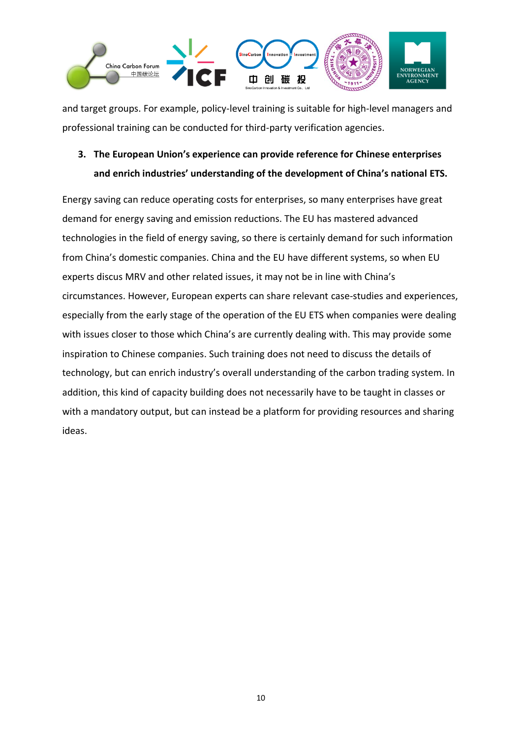and target groups. For example, policy-level training is suitable for high-level managers and professional training can be conducted for third-party verification agencies.

3. **The European Union's experience can provide reference for Chinese enterprises and enrich industries' understanding of the development of China's national ETS.**

Energy saving can reduce operating costs for enterprises, so many enterprises have great demand for energy saving and emission reductions. The EU has mastered advanced technologies in the field of energy saving, so there is certainly demand for such information from China's domestic companies. China and the EU have different systems, so when EU experts discus MRV and other related issues, it may not be in line with China's circumstances. However, European experts can share relevant case-studies and experiences, especially from the early stage of the operation of the EU ETS when companies were dealing with issues closer to those which China's are currently dealing with. This may provide some inspiration to Chinese companies. Such training does not need to discuss the details of technology, but can enrich industry's overall understanding of the carbon trading system. In addition, this kind of capacity building does not necessarily have to be taught in classes or with a mandatory output, but can instead be a platform for providing resources and sharing ideas.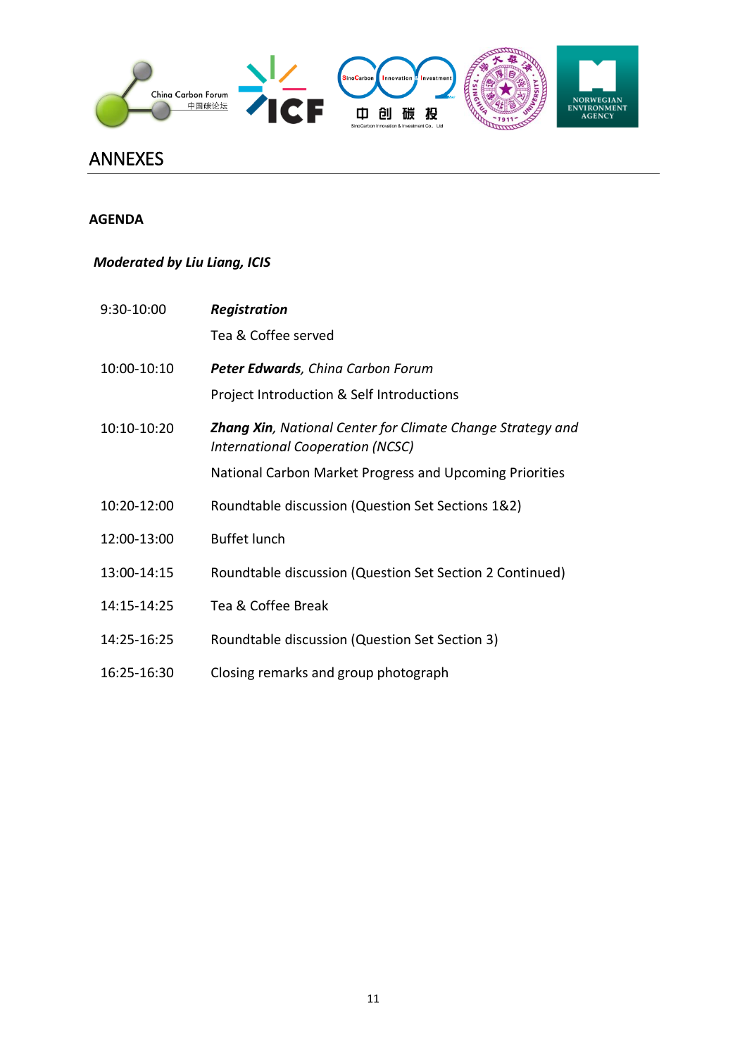# ANNEXES

**AGENDA**

***Moderated by Liu Liang, ICIS***

| | |
|---|---|
| 9:30-10:00 | ***Registration*** <br> Tea & Coffee served |
| 10:00-10:10 | ***Peter Edwards**, China Carbon Forum* <br> Project Introduction & Self Introductions |
| 10:10-10:20 | ***Zhang Xin**, National Center for Climate Change Strategy and International Cooperation (NCSC)* <br> National Carbon Market Progress and Upcoming Priorities |
| 10:20-12:00 | Roundtable discussion (Question Set Sections 1&2) |
| 12:00-13:00 | Buffet lunch |
| 13:00-14:15 | Roundtable discussion (Question Set Section 2 Continued) |
| 14:15-14:25 | Tea & Coffee Break |
| 14:25-16:25 | Roundtable discussion (Question Set Section 3) |
| 16:25-16:30 | Closing remarks and group photograph |